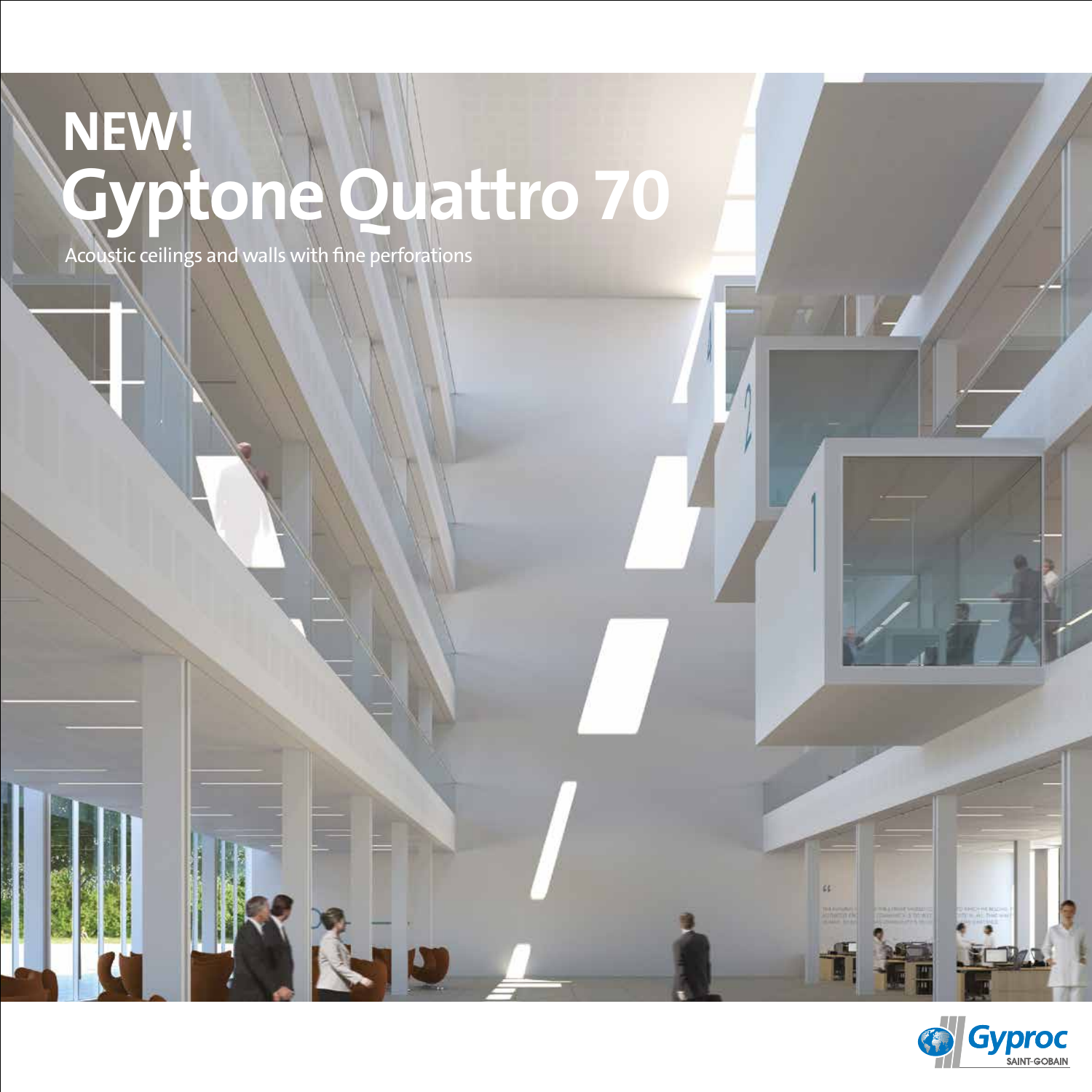# NEW!
# Gyptone Quattro 70

Acoustic ceilings and walls with fine perforations

Gyproc
SAINT-GOBAIN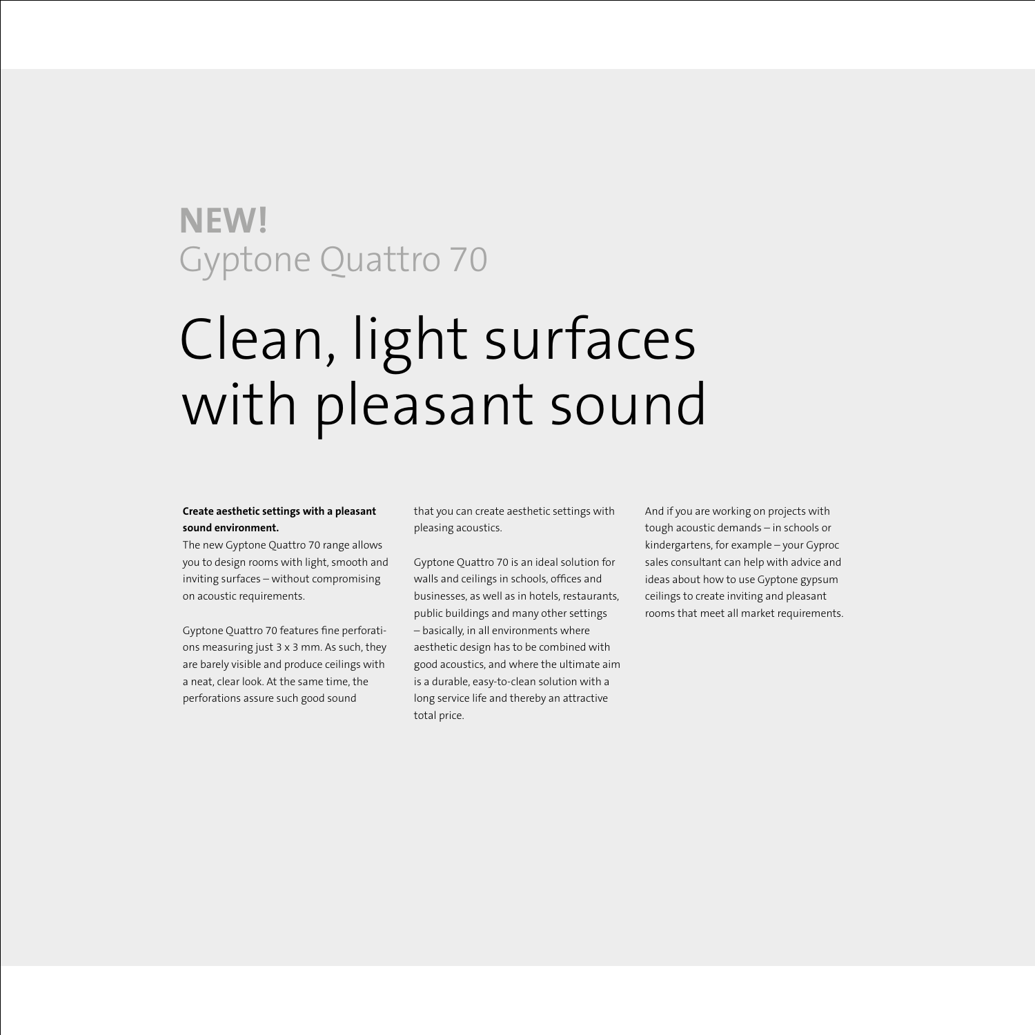**NEW!**
Gyptone Quattro 70

# Clean, light surfaces with pleasant sound

**Create aesthetic settings with a pleasant sound environment.**
The new Gyptone Quattro 70 range allows you to design rooms with light, smooth and inviting surfaces – without compromising on acoustic requirements.

Gyptone Quattro 70 features fine perforations measuring just 3 x 3 mm. As such, they are barely visible and produce ceilings with a neat, clear look. At the same time, the perforations assure such good sound that you can create aesthetic settings with pleasing acoustics.

Gyptone Quattro 70 is an ideal solution for walls and ceilings in schools, offices and businesses, as well as in hotels, restaurants, public buildings and many other settings – basically, in all environments where aesthetic design has to be combined with good acoustics, and where the ultimate aim is a durable, easy-to-clean solution with a long service life and thereby an attractive total price.

And if you are working on projects with tough acoustic demands – in schools or kindergartens, for example – your Gyproc sales consultant can help with advice and ideas about how to use Gyptone gypsum ceilings to create inviting and pleasant rooms that meet all market requirements.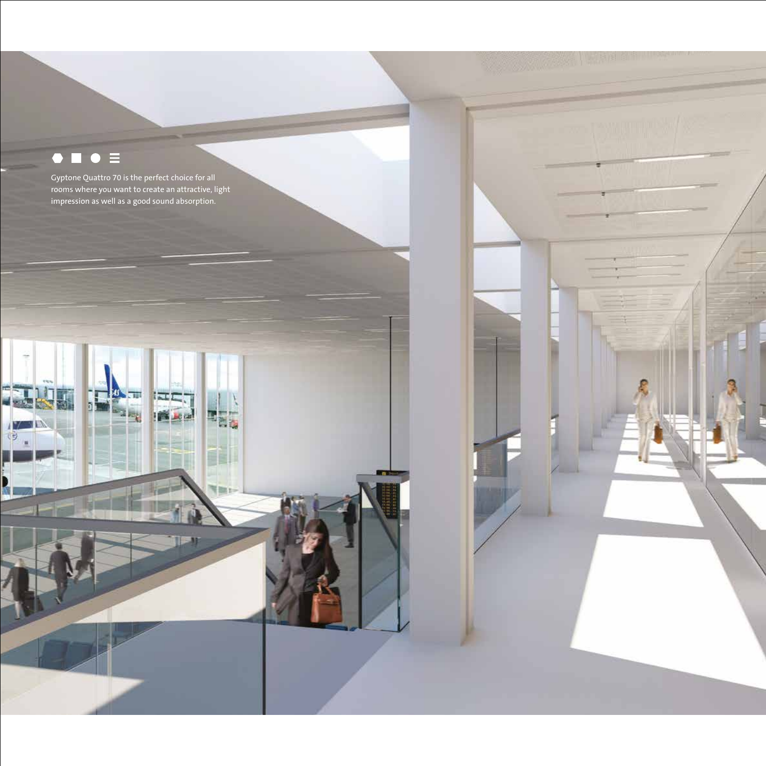Gyptone Quattro 70 is the perfect choice for all rooms where you want to create an attractive, light impression as well as a good sound absorption.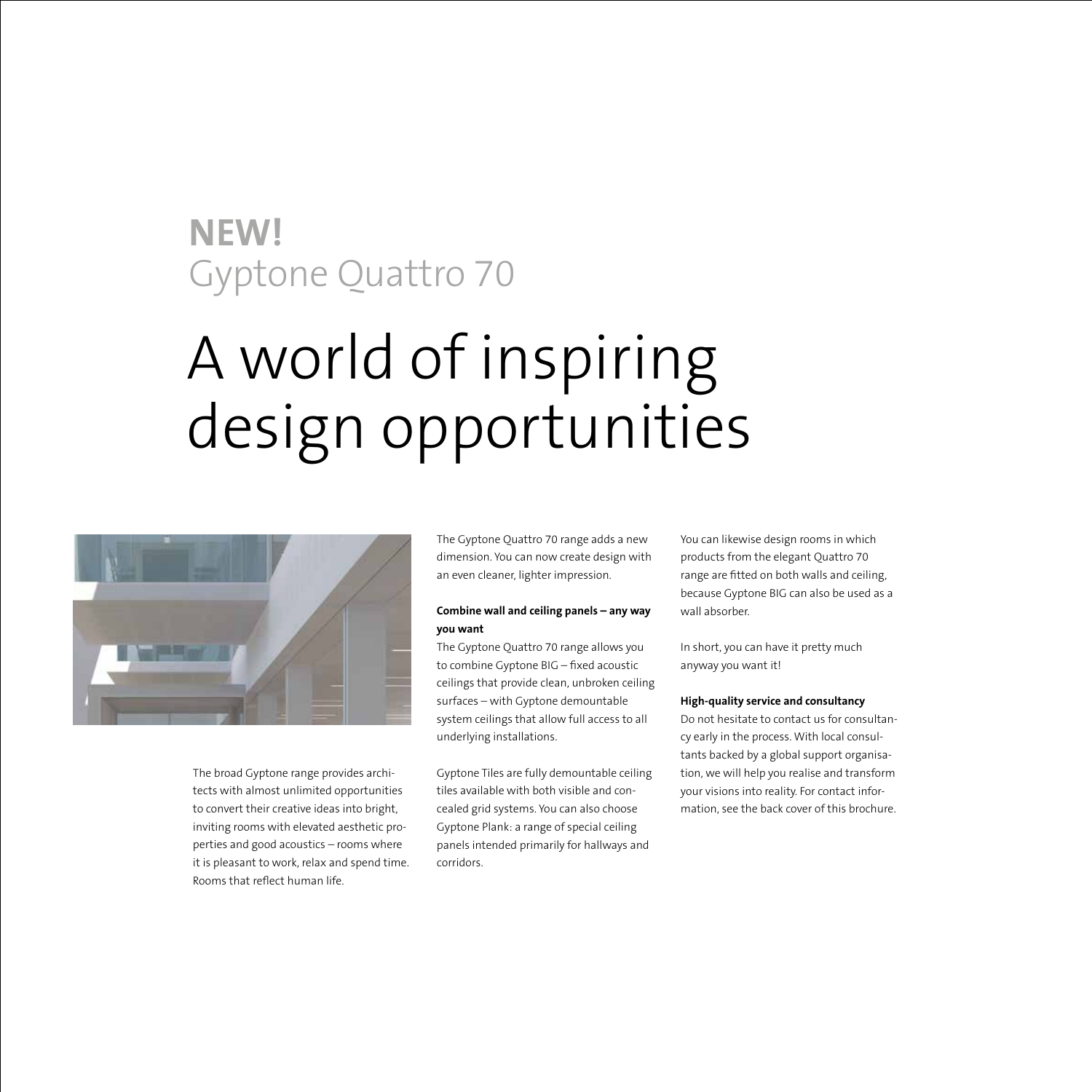**NEW!**
Gyptone Quattro 70

# A world of inspiring design opportunities

The broad Gyptone range provides architects with almost unlimited opportunities to convert their creative ideas into bright, inviting rooms with elevated aesthetic properties and good acoustics – rooms where it is pleasant to work, relax and spend time. Rooms that reflect human life.

The Gyptone Quattro 70 range adds a new dimension. You can now create design with an even cleaner, lighter impression.

**Combine wall and ceiling panels – any way you want**

The Gyptone Quattro 70 range allows you to combine Gyptone BIG – fixed acoustic ceilings that provide clean, unbroken ceiling surfaces – with Gyptone demountable system ceilings that allow full access to all underlying installations.

Gyptone Tiles are fully demountable ceiling tiles available with both visible and concealed grid systems. You can also choose Gyptone Plank: a range of special ceiling panels intended primarily for hallways and corridors.

You can likewise design rooms in which products from the elegant Quattro 70 range are fitted on both walls and ceiling, because Gyptone BIG can also be used as a wall absorber.

In short, you can have it pretty much anyway you want it!

**High-quality service and consultancy**

Do not hesitate to contact us for consultancy early in the process. With local consultants backed by a global support organisation, we will help you realise and transform your visions into reality. For contact information, see the back cover of this brochure.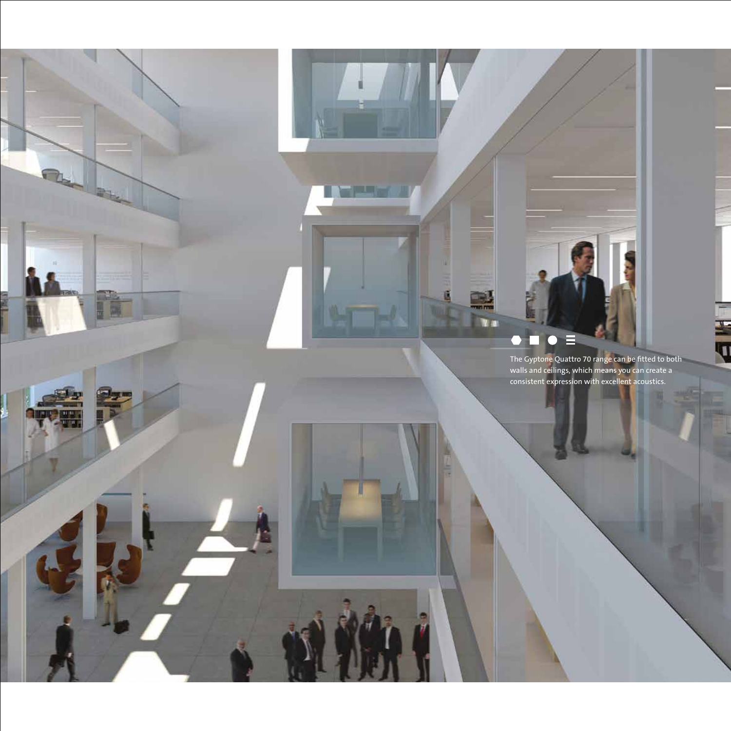The Gyptone Quattro 70 range can be fitted to both walls and ceilings, which means you can create a consistent expression with excellent acoustics.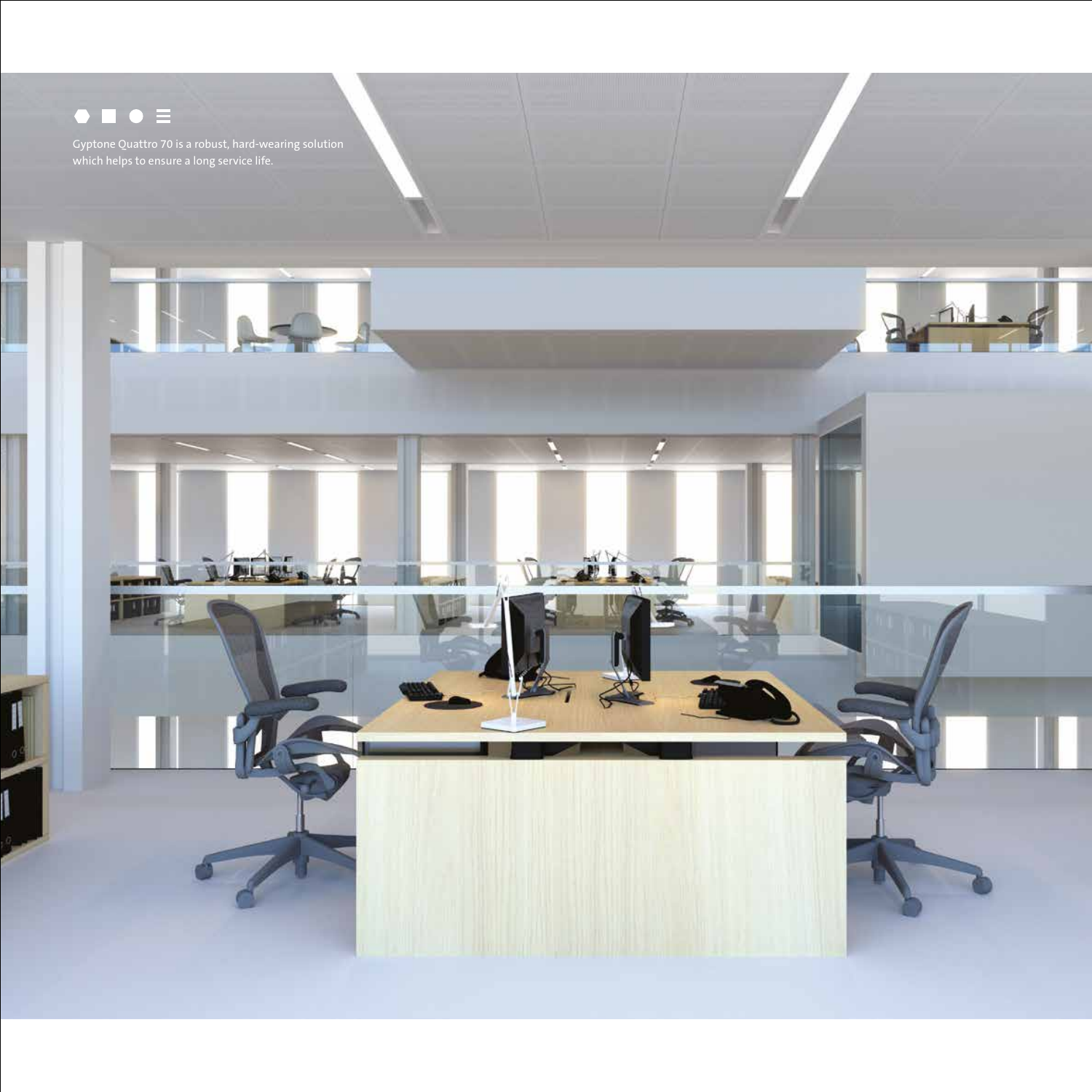Gyptone Quattro 70 is a robust, hard-wearing solution which helps to ensure a long service life.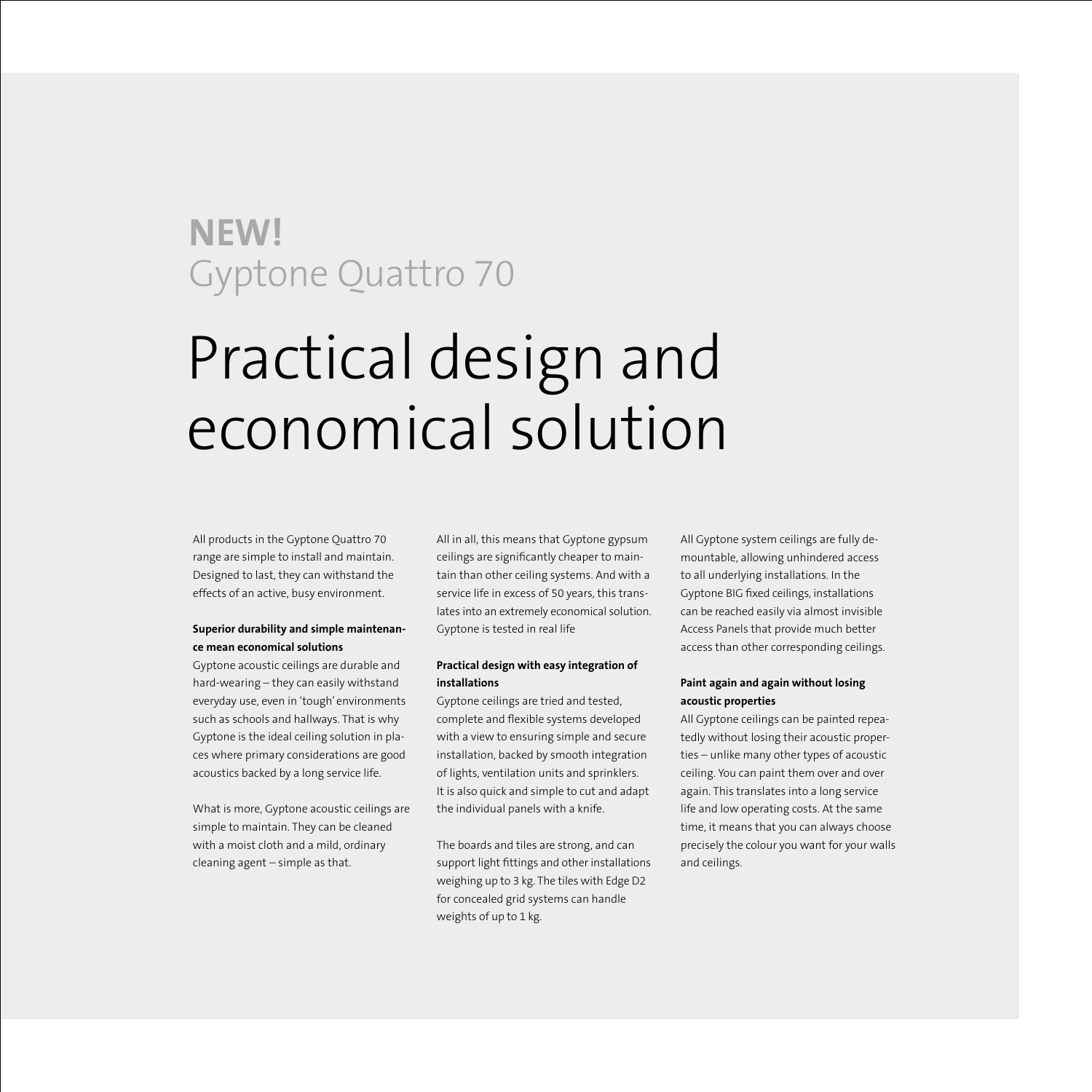**NEW!**
Gyptone Quattro 70

# Practical design and economical solution

All products in the Gyptone Quattro 70 range are simple to install and maintain. Designed to last, they can withstand the effects of an active, busy environment.

**Superior durability and simple maintenance mean economical solutions**

Gyptone acoustic ceilings are durable and hard-wearing – they can easily withstand everyday use, even in 'tough' environments such as schools and hallways. That is why Gyptone is the ideal ceiling solution in places where primary considerations are good acoustics backed by a long service life.

What is more, Gyptone acoustic ceilings are simple to maintain. They can be cleaned with a moist cloth and a mild, ordinary cleaning agent – simple as that.

All in all, this means that Gyptone gypsum ceilings are significantly cheaper to maintain than other ceiling systems. And with a service life in excess of 50 years, this translates into an extremely economical solution. Gyptone is tested in real life

**Practical design with easy integration of installations**

Gyptone ceilings are tried and tested, complete and flexible systems developed with a view to ensuring simple and secure installation, backed by smooth integration of lights, ventilation units and sprinklers. It is also quick and simple to cut and adapt the individual panels with a knife.

The boards and tiles are strong, and can support light fittings and other installations weighing up to 3 kg. The tiles with Edge D2 for concealed grid systems can handle weights of up to 1 kg.

All Gyptone system ceilings are fully demountable, allowing unhindered access to all underlying installations. In the Gyptone BIG fixed ceilings, installations can be reached easily via almost invisible Access Panels that provide much better access than other corresponding ceilings.

**Paint again and again without losing acoustic properties**

All Gyptone ceilings can be painted repeatedly without losing their acoustic properties – unlike many other types of acoustic ceiling. You can paint them over and over again. This translates into a long service life and low operating costs. At the same time, it means that you can always choose precisely the colour you want for your walls and ceilings.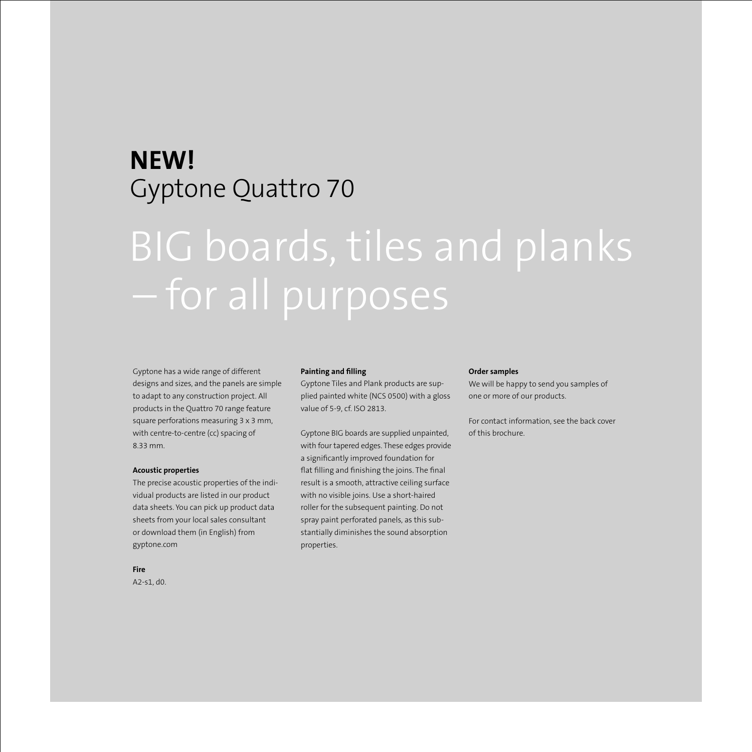**NEW!**
Gyptone Quattro 70

# BIG boards, tiles and planks – for all purposes

Gyptone has a wide range of different designs and sizes, and the panels are simple to adapt to any construction project. All products in the Quattro 70 range feature square perforations measuring 3 x 3 mm, with centre-to-centre (cc) spacing of 8.33 mm.

**Acoustic properties**

The precise acoustic properties of the individual products are listed in our product data sheets. You can pick up product data sheets from your local sales consultant or download them (in English) from gyptone.com

**Fire**

A2-s1, d0.

**Painting and filling**

Gyptone Tiles and Plank products are supplied painted white (NCS 0500) with a gloss value of 5-9, cf. ISO 2813.

Gyptone BIG boards are supplied unpainted, with four tapered edges. These edges provide a significantly improved foundation for flat filling and finishing the joins. The final result is a smooth, attractive ceiling surface with no visible joins. Use a short-haired roller for the subsequent painting. Do not spray paint perforated panels, as this substantially diminishes the sound absorption properties.

**Order samples**

We will be happy to send you samples of one or more of our products.

For contact information, see the back cover of this brochure.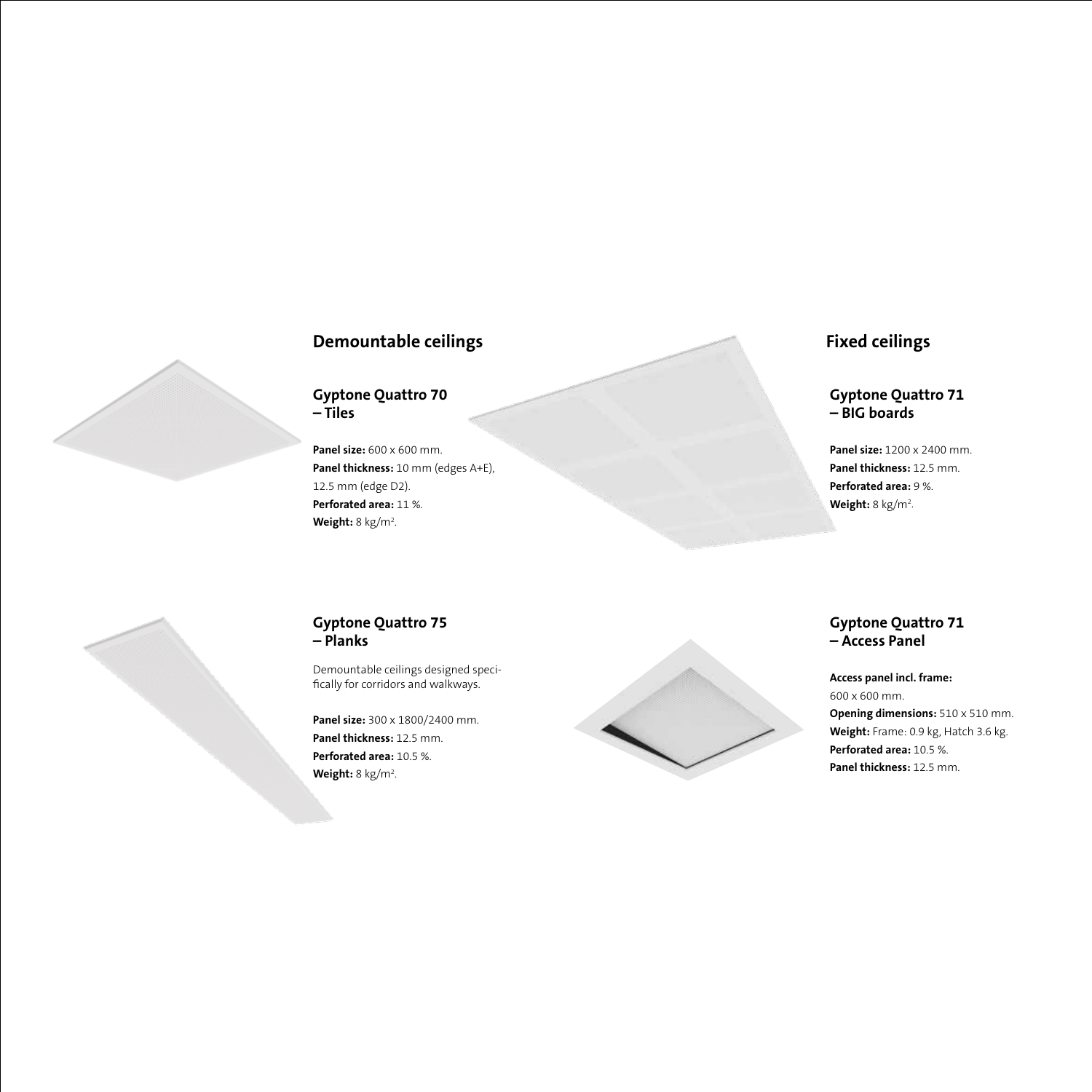## Demountable ceilings

### Gyptone Quattro 70 – Tiles

**Panel size:** 600 x 600 mm.
**Panel thickness:** 10 mm (edges A+E), 12.5 mm (edge D2).
**Perforated area:** 11 %.
**Weight:** 8 kg/m².

### Gyptone Quattro 75 – Planks

Demountable ceilings designed specifically for corridors and walkways.

**Panel size:** 300 x 1800/2400 mm.
**Panel thickness:** 12.5 mm.
**Perforated area:** 10.5 %.
**Weight:** 8 kg/m².

## Fixed ceilings

### Gyptone Quattro 71 – BIG boards

**Panel size:** 1200 x 2400 mm.
**Panel thickness:** 12.5 mm.
**Perforated area:** 9 %.
**Weight:** 8 kg/m².

### Gyptone Quattro 71 – Access Panel

**Access panel incl. frame:** 600 x 600 mm.
**Opening dimensions:** 510 x 510 mm.
**Weight:** Frame: 0.9 kg, Hatch 3.6 kg.
**Perforated area:** 10.5 %.
**Panel thickness:** 12.5 mm.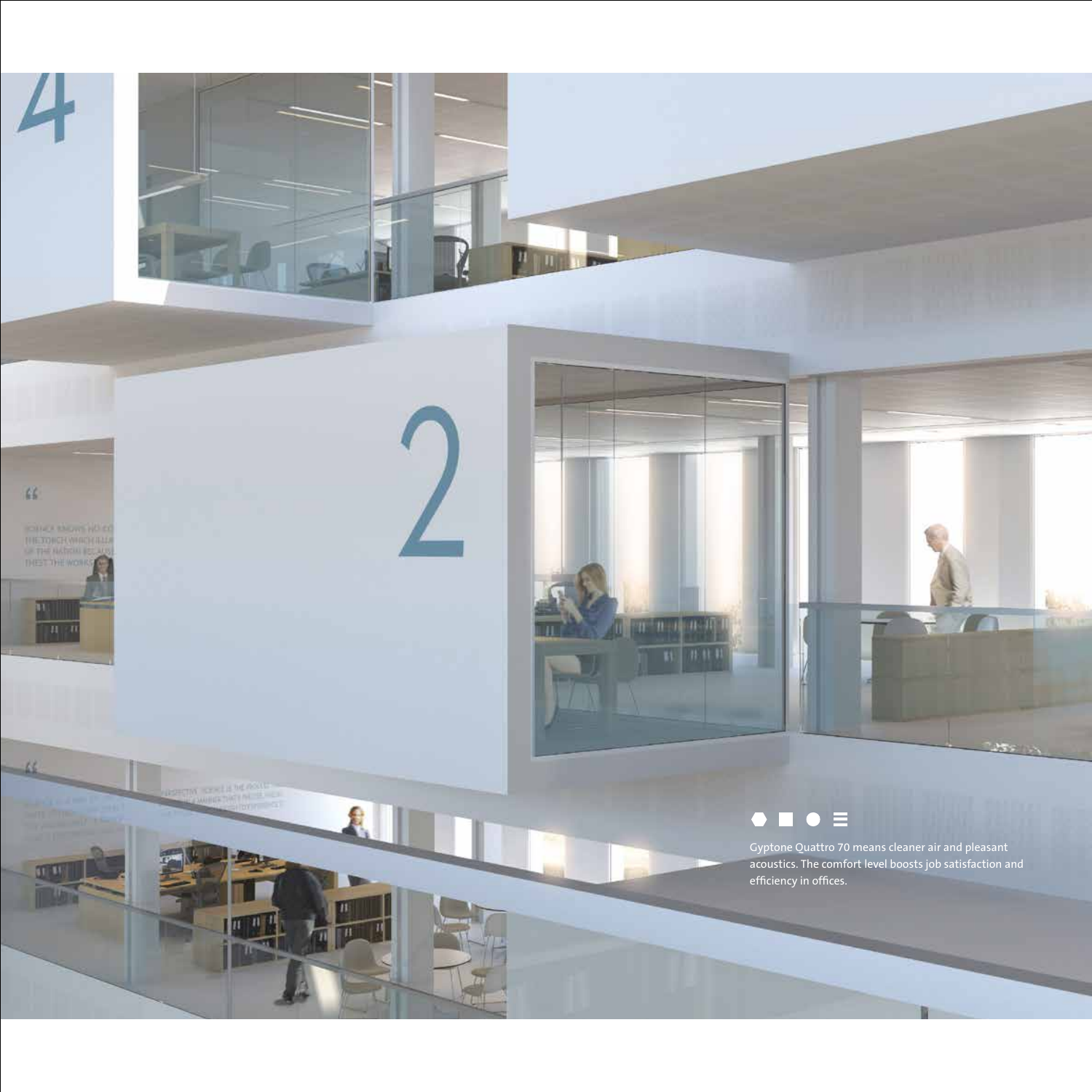Gyptone Quattro 70 means cleaner air and pleasant acoustics. The comfort level boosts job satisfaction and efficiency in offices.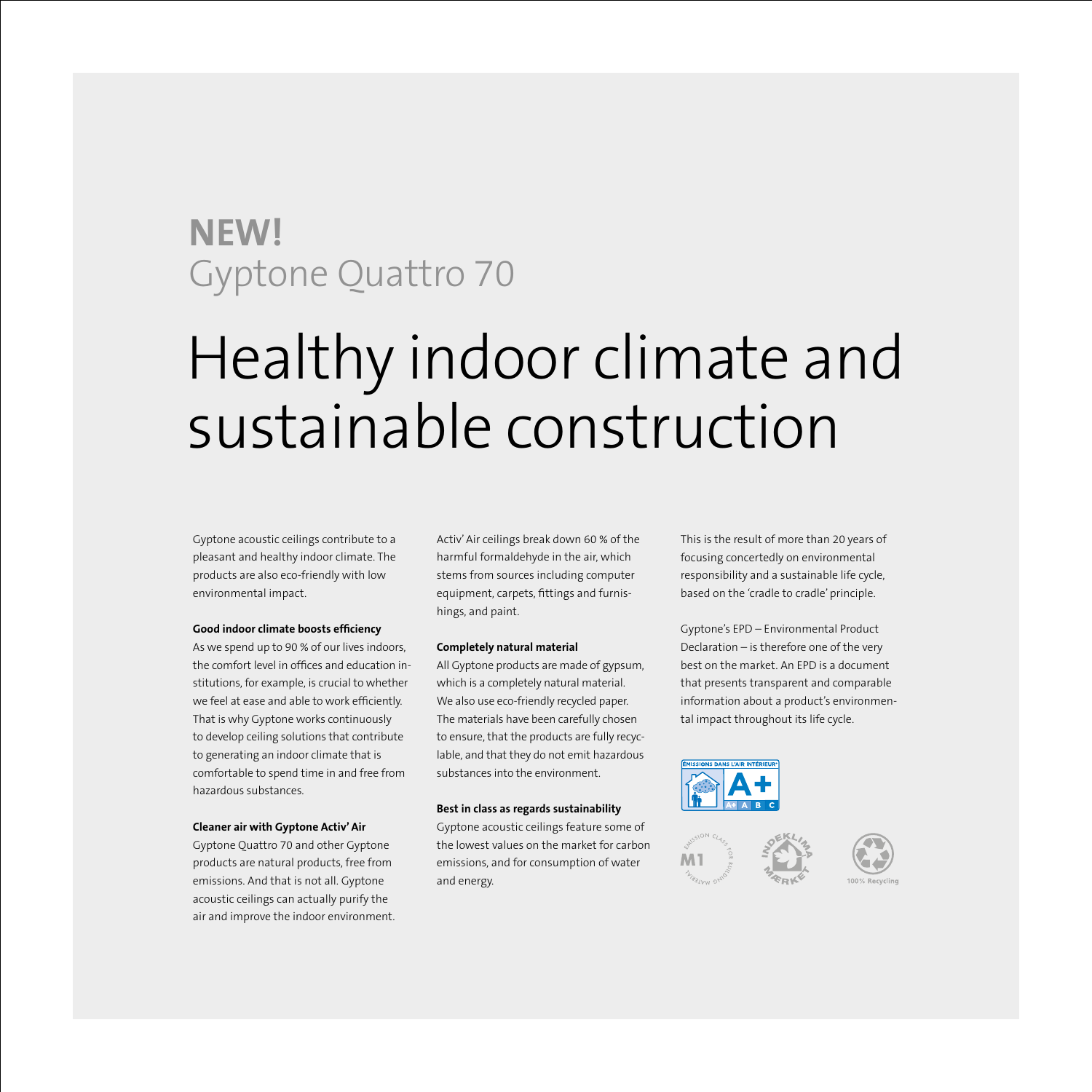**NEW!**
Gyptone Quattro 70

# Healthy indoor climate and sustainable construction

Gyptone acoustic ceilings contribute to a pleasant and healthy indoor climate. The products are also eco-friendly with low environmental impact.

**Good indoor climate boosts efficiency**
As we spend up to 90 % of our lives indoors, the comfort level in offices and education institutions, for example, is crucial to whether we feel at ease and able to work efficiently. That is why Gyptone works continuously to develop ceiling solutions that contribute to generating an indoor climate that is comfortable to spend time in and free from hazardous substances.

**Cleaner air with Gyptone Activ' Air**
Gyptone Quattro 70 and other Gyptone products are natural products, free from emissions. And that is not all. Gyptone acoustic ceilings can actually purify the air and improve the indoor environment. Activ' Air ceilings break down 60 % of the harmful formaldehyde in the air, which stems from sources including computer equipment, carpets, fittings and furnishings, and paint.

**Completely natural material**
All Gyptone products are made of gypsum, which is a completely natural material. We also use eco-friendly recycled paper. The materials have been carefully chosen to ensure, that the products are fully recyclable, and that they do not emit hazardous substances into the environment.

**Best in class as regards sustainability**
Gyptone acoustic ceilings feature some of the lowest values on the market for carbon emissions, and for consumption of water and energy.

This is the result of more than 20 years of focusing concertedly on environmental responsibility and a sustainable life cycle, based on the 'cradle to cradle' principle.

Gyptone's EPD – Environmental Product Declaration – is therefore one of the very best on the market. An EPD is a document that presents transparent and comparable information about a product's environmental impact throughout its life cycle.

ÉMISSIONS DANS L'AIR INTÉRIEUR A+

M1 Emission class for building material

Indeklima Mærket

100% Recycling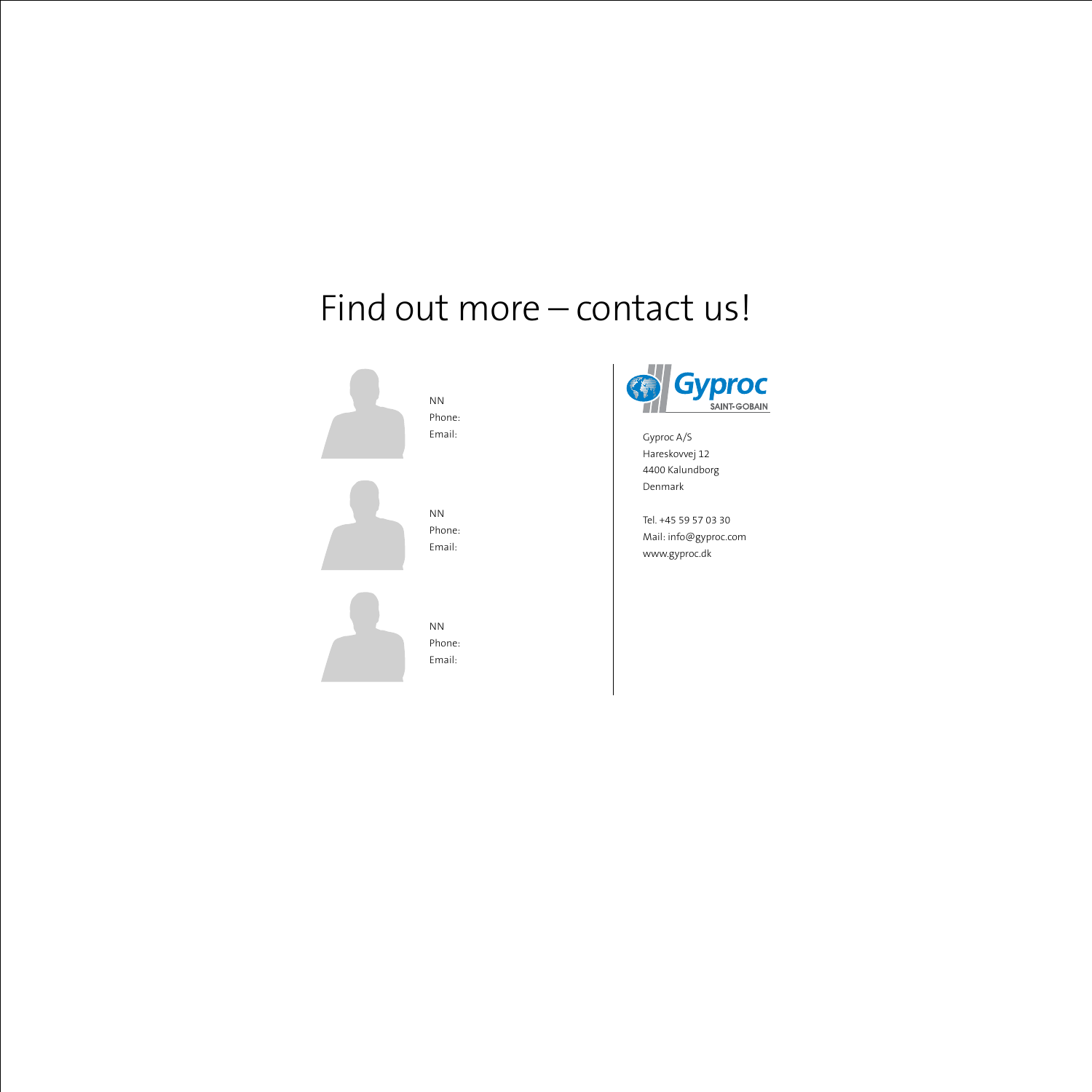# Find out more – contact us!

NN
Phone:
Email:

NN
Phone:
Email:

NN
Phone:
Email:

Gyproc A/S
Hareskovvej 12
4400 Kalundborg
Denmark

Tel. +45 59 57 03 30
Mail: info@gyproc.com
www.gyproc.dk